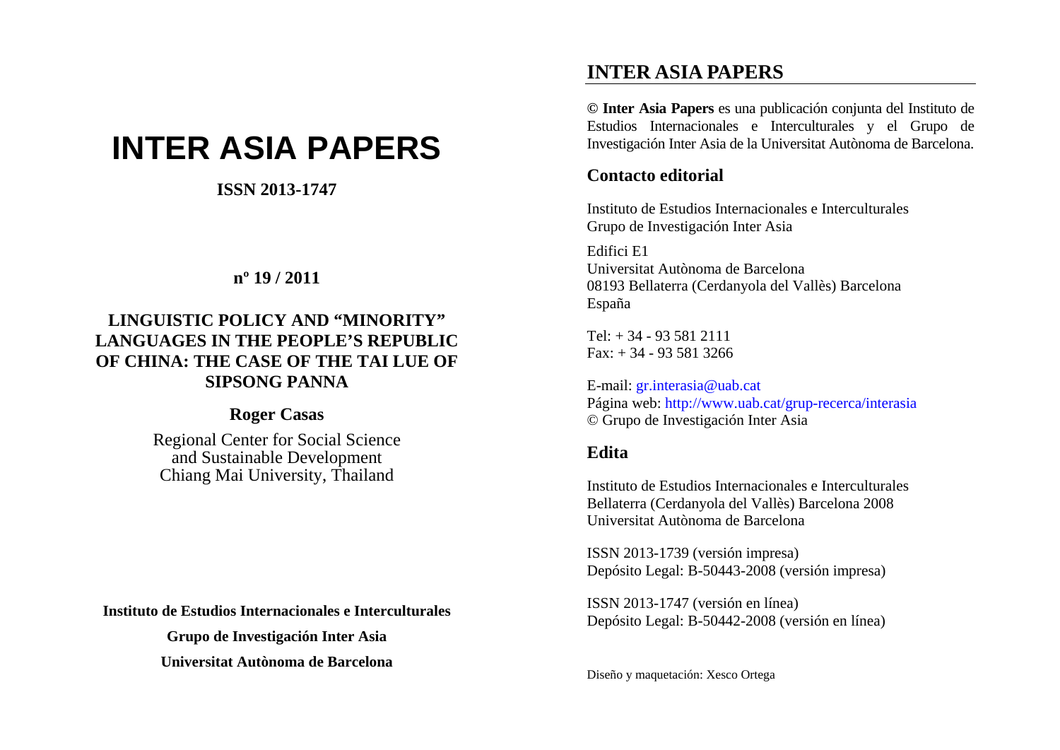# INTER ASIA PAPERS

**ISSN 2013-1747**

**nº 19 / 2011**

## LINGUISTIC POLICY AND "MINORITY" LANGUAGES IN THE PEOPLE'S REPUBLIC OF CHINA: THE CASE OF THE TAI LUE OF SIPSONG PANNA

**Roger Casas**

Regional Center for Social Science and Sustainable Development
Chiang Mai University, Thailand

**Instituto de Estudios Internacionales e Interculturales**

**Grupo de Investigación Inter Asia**

**Universitat Autònoma de Barcelona**

## INTER ASIA PAPERS

**© Inter Asia Papers** es una publicación conjunta del Instituto de Estudios Internacionales e Interculturales y el Grupo de Investigación Inter Asia de la Universitat Autònoma de Barcelona.

### Contacto editorial

Instituto de Estudios Internacionales e Interculturales
Grupo de Investigación Inter Asia

Edifici E1
Universitat Autònoma de Barcelona
08193 Bellaterra (Cerdanyola del Vallès) Barcelona
España

Tel: + 34 - 93 581 2111
Fax: + 34 - 93 581 3266

E-mail: gr.interasia@uab.cat
Página web: http://www.uab.cat/grup-recerca/interasia
© Grupo de Investigación Inter Asia

### Edita

Instituto de Estudios Internacionales e Interculturales
Bellaterra (Cerdanyola del Vallès) Barcelona 2008
Universitat Autònoma de Barcelona

ISSN 2013-1739 (versión impresa)
Depósito Legal: B-50443-2008 (versión impresa)

ISSN 2013-1747 (versión en línea)
Depósito Legal: B-50442-2008 (versión en línea)

Diseño y maquetación: Xesco Ortega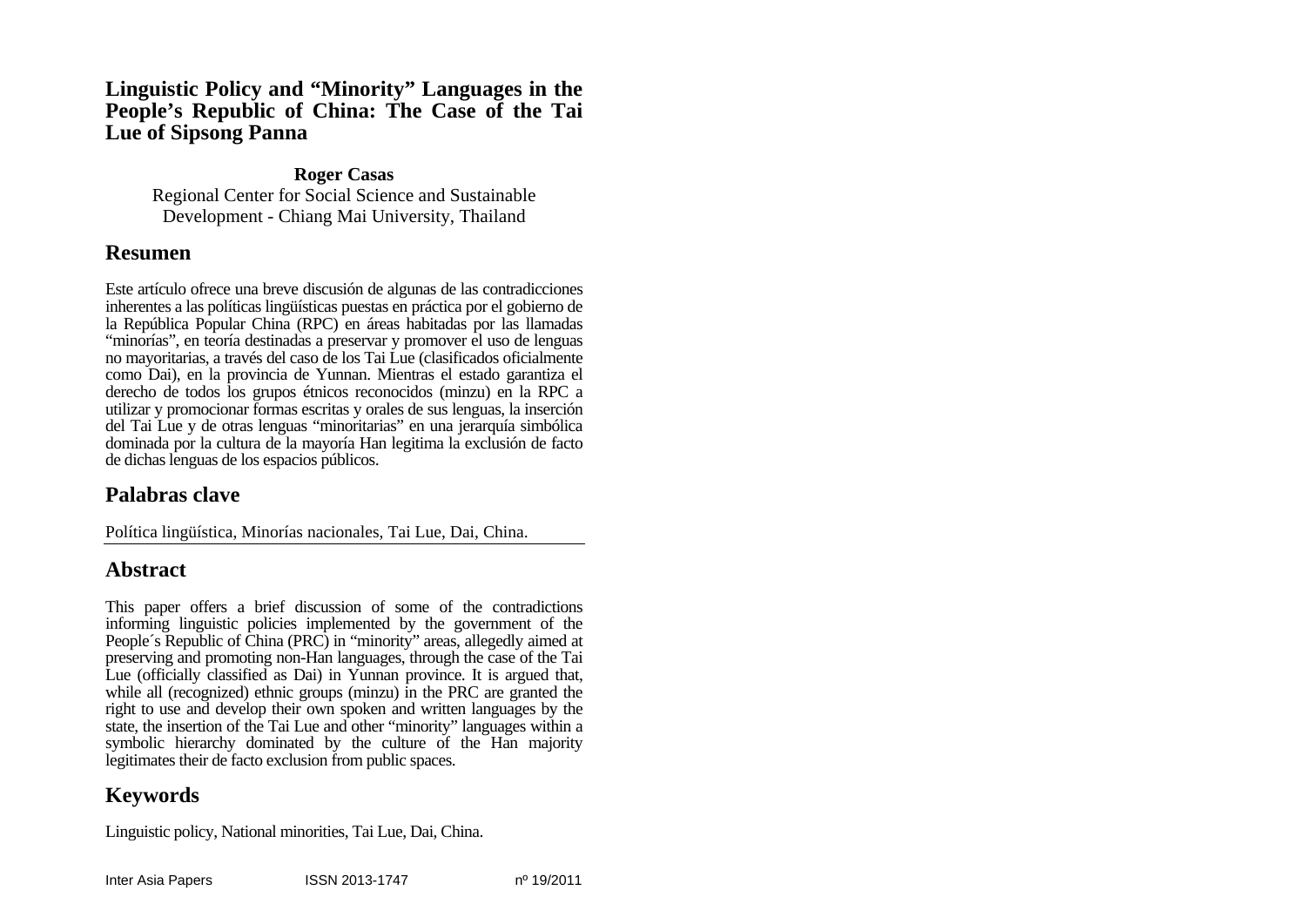# Linguistic Policy and "Minority" Languages in the People's Republic of China: The Case of the Tai Lue of Sipsong Panna

**Roger Casas**

Regional Center for Social Science and Sustainable Development - Chiang Mai University, Thailand

## Resumen

Este artículo ofrece una breve discusión de algunas de las contradicciones inherentes a las políticas lingüísticas puestas en práctica por el gobierno de la República Popular China (RPC) en áreas habitadas por las llamadas "minorías", en teoría destinadas a preservar y promover el uso de lenguas no mayoritarias, a través del caso de los Tai Lue (clasificados oficialmente como Dai), en la provincia de Yunnan. Mientras el estado garantiza el derecho de todos los grupos étnicos reconocidos (minzu) en la RPC a utilizar y promocionar formas escritas y orales de sus lenguas, la inserción del Tai Lue y de otras lenguas "minoritarias" en una jerarquía simbólica dominada por la cultura de la mayoría Han legitima la exclusión de facto de dichas lenguas de los espacios públicos.

## Palabras clave

Política lingüística, Minorías nacionales, Tai Lue, Dai, China.

## Abstract

This paper offers a brief discussion of some of the contradictions informing linguistic policies implemented by the government of the People´s Republic of China (PRC) in "minority" areas, allegedly aimed at preserving and promoting non-Han languages, through the case of the Tai Lue (officially classified as Dai) in Yunnan province. It is argued that, while all (recognized) ethnic groups (minzu) in the PRC are granted the right to use and develop their own spoken and written languages by the state, the insertion of the Tai Lue and other "minority" languages within a symbolic hierarchy dominated by the culture of the Han majority legitimates their de facto exclusion from public spaces.

## Keywords

Linguistic policy, National minorities, Tai Lue, Dai, China.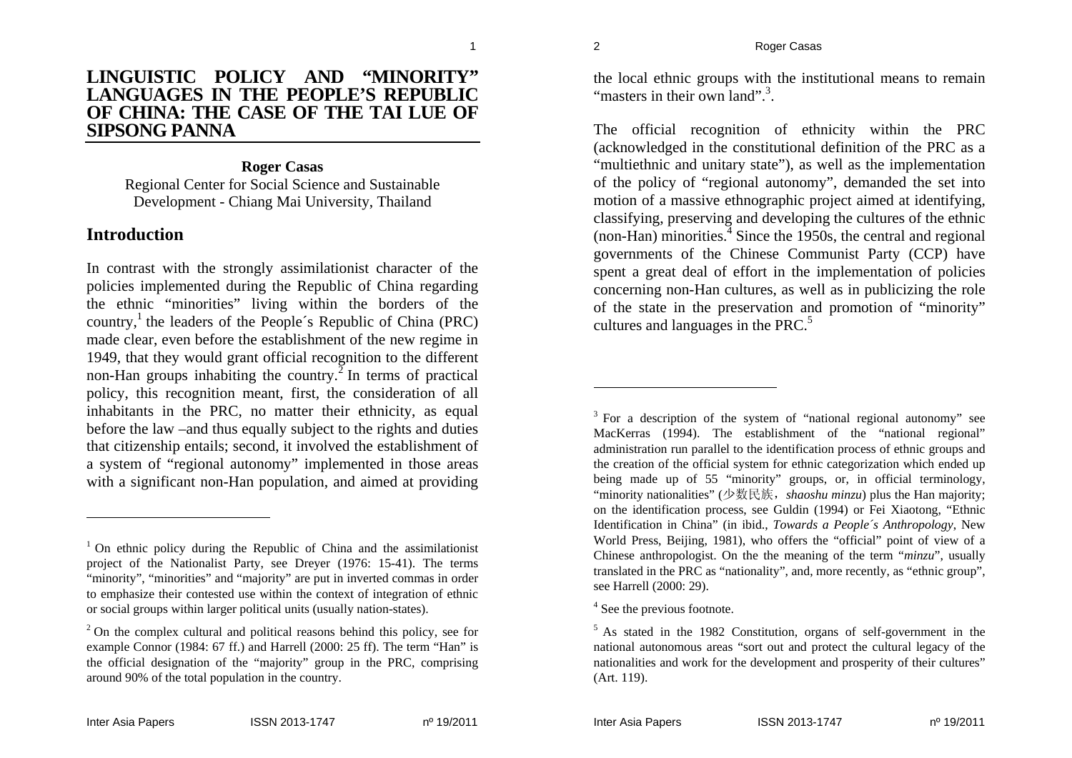# LINGUISTIC POLICY AND "MINORITY" LANGUAGES IN THE PEOPLE'S REPUBLIC OF CHINA: THE CASE OF THE TAI LUE OF SIPSONG PANNA

**Roger Casas**

Regional Center for Social Science and Sustainable Development - Chiang Mai University, Thailand

## Introduction

In contrast with the strongly assimilationist character of the policies implemented during the Republic of China regarding the ethnic "minorities" living within the borders of the country,[1] the leaders of the People´s Republic of China (PRC) made clear, even before the establishment of the new regime in 1949, that they would grant official recognition to the different non-Han groups inhabiting the country.[2] In terms of practical policy, this recognition meant, first, the consideration of all inhabitants in the PRC, no matter their ethnicity, as equal before the law –and thus equally subject to the rights and duties that citizenship entails; second, it involved the establishment of a system of "regional autonomy" implemented in those areas with a significant non-Han population, and aimed at providing the local ethnic groups with the institutional means to remain "masters in their own land".[3].

The official recognition of ethnicity within the PRC (acknowledged in the constitutional definition of the PRC as a "multiethnic and unitary state"), as well as the implementation of the policy of "regional autonomy", demanded the set into motion of a massive ethnographic project aimed at identifying, classifying, preserving and developing the cultures of the ethnic (non-Han) minorities.[4] Since the 1950s, the central and regional governments of the Chinese Communist Party (CCP) have spent a great deal of effort in the implementation of policies concerning non-Han cultures, as well as in publicizing the role of the state in the preservation and promotion of "minority" cultures and languages in the PRC.[5]

---

[1] On ethnic policy during the Republic of China and the assimilationist project of the Nationalist Party, see Dreyer (1976: 15-41). The terms "minority", "minorities" and "majority" are put in inverted commas in order to emphasize their contested use within the context of integration of ethnic or social groups within larger political units (usually nation-states).

[2] On the complex cultural and political reasons behind this policy, see for example Connor (1984: 67 ff.) and Harrell (2000: 25 ff). The term "Han" is the official designation of the "majority" group in the PRC, comprising around 90% of the total population in the country.

[3] For a description of the system of "national regional autonomy" see MacKerras (1994). The establishment of the "national regional" administration run parallel to the identification process of ethnic groups and the creation of the official system for ethnic categorization which ended up being made up of 55 "minority" groups, or, in official terminology, "minority nationalities" (少数民族, *shaoshu minzu*) plus the Han majority; on the identification process, see Guldin (1994) or Fei Xiaotong, "Ethnic Identification in China" (in ibid., *Towards a People´s Anthropology*, New World Press, Beijing, 1981), who offers the "official" point of view of a Chinese anthropologist. On the the meaning of the term "*minzu*", usually translated in the PRC as "nationality", and, more recently, as "ethnic group", see Harrell (2000: 29).

[4] See the previous footnote.

[5] As stated in the 1982 Constitution, organs of self-government in the national autonomous areas "sort out and protect the cultural legacy of the nationalities and work for the development and prosperity of their cultures" (Art. 119).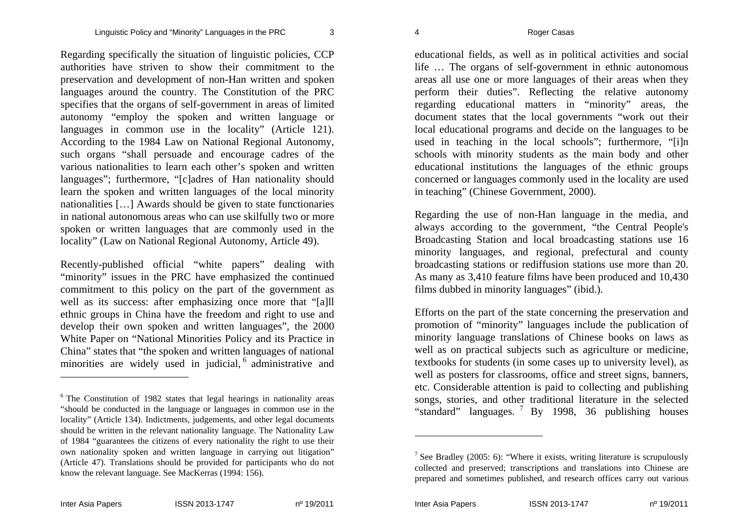Regarding specifically the situation of linguistic policies, CCP authorities have striven to show their commitment to the preservation and development of non-Han written and spoken languages around the country. The Constitution of the PRC specifies that the organs of self-government in areas of limited autonomy "employ the spoken and written language or languages in common use in the locality" (Article 121). According to the 1984 Law on National Regional Autonomy, such organs "shall persuade and encourage cadres of the various nationalities to learn each other's spoken and written languages"; furthermore, "[c]adres of Han nationality should learn the spoken and written languages of the local minority nationalities […] Awards should be given to state functionaries in national autonomous areas who can use skilfully two or more spoken or written languages that are commonly used in the locality" (Law on National Regional Autonomy, Article 49).

Recently-published official "white papers" dealing with "minority" issues in the PRC have emphasized the continued commitment to this policy on the part of the government as well as its success: after emphasizing once more that "[a]ll ethnic groups in China have the freedom and right to use and develop their own spoken and written languages", the 2000 White Paper on "National Minorities Policy and its Practice in China" states that "the spoken and written languages of national minorities are widely used in judicial,[6] administrative and educational fields, as well as in political activities and social life … The organs of self-government in ethnic autonomous areas all use one or more languages of their areas when they perform their duties". Reflecting the relative autonomy regarding educational matters in "minority" areas, the document states that the local governments "work out their local educational programs and decide on the languages to be used in teaching in the local schools"; furthermore, "[i]n schools with minority students as the main body and other educational institutions the languages of the ethnic groups concerned or languages commonly used in the locality are used in teaching" (Chinese Government, 2000).

Regarding the use of non-Han language in the media, and always according to the government, "the Central People's Broadcasting Station and local broadcasting stations use 16 minority languages, and regional, prefectural and county broadcasting stations or rediffusion stations use more than 20. As many as 3,410 feature films have been produced and 10,430 films dubbed in minority languages" (ibid.).

Efforts on the part of the state concerning the preservation and promotion of "minority" languages include the publication of minority language translations of Chinese books on laws as well as on practical subjects such as agriculture or medicine, textbooks for students (in some cases up to university level), as well as posters for classrooms, office and street signs, banners, etc. Considerable attention is paid to collecting and publishing songs, stories, and other traditional literature in the selected "standard" languages.[7] By 1998, 36 publishing houses

---

[6] The Constitution of 1982 states that legal hearings in nationality areas "should be conducted in the language or languages in common use in the locality" (Article 134). Indictments, judgements, and other legal documents should be written in the relevant nationality language. The Nationality Law of 1984 "guarantees the citizens of every nationality the right to use their own nationality spoken and written language in carrying out litigation" (Article 47). Translations should be provided for participants who do not know the relevant language. See MacKerras (1994: 156).

[7] See Bradley (2005: 6): "Where it exists, writing literature is scrupulously collected and preserved; transcriptions and translations into Chinese are prepared and sometimes published, and research offices carry out various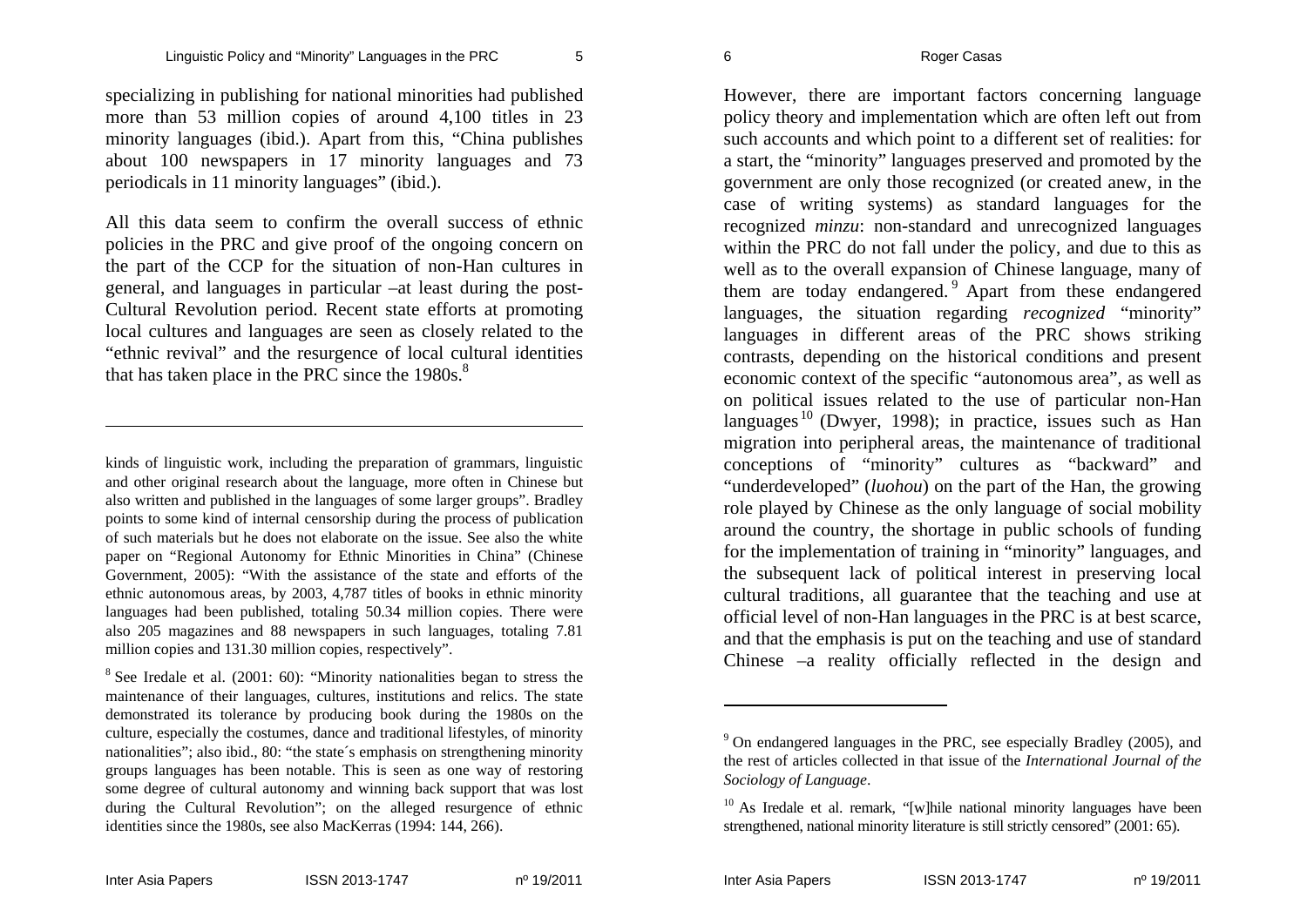specializing in publishing for national minorities had published more than 53 million copies of around 4,100 titles in 23 minority languages (ibid.). Apart from this, "China publishes about 100 newspapers in 17 minority languages and 73 periodicals in 11 minority languages" (ibid.).

All this data seem to confirm the overall success of ethnic policies in the PRC and give proof of the ongoing concern on the part of the CCP for the situation of non-Han cultures in general, and languages in particular –at least during the post-Cultural Revolution period. Recent state efforts at promoting local cultures and languages are seen as closely related to the "ethnic revival" and the resurgence of local cultural identities that has taken place in the PRC since the 1980s.[8]

kinds of linguistic work, including the preparation of grammars, linguistic and other original research about the language, more often in Chinese but also written and published in the languages of some larger groups". Bradley points to some kind of internal censorship during the process of publication of such materials but he does not elaborate on the issue. See also the white paper on "Regional Autonomy for Ethnic Minorities in China" (Chinese Government, 2005): "With the assistance of the state and efforts of the ethnic autonomous areas, by 2003, 4,787 titles of books in ethnic minority languages had been published, totaling 50.34 million copies. There were also 205 magazines and 88 newspapers in such languages, totaling 7.81 million copies and 131.30 million copies, respectively".

[8] See Iredale et al. (2001: 60): "Minority nationalities began to stress the maintenance of their languages, cultures, institutions and relics. The state demonstrated its tolerance by producing book during the 1980s on the culture, especially the costumes, dance and traditional lifestyles, of minority nationalities"; also ibid., 80: "the state´s emphasis on strengthening minority groups languages has been notable. This is seen as one way of restoring some degree of cultural autonomy and winning back support that was lost during the Cultural Revolution"; on the alleged resurgence of ethnic identities since the 1980s, see also MacKerras (1994: 144, 266).

However, there are important factors concerning language policy theory and implementation which are often left out from such accounts and which point to a different set of realities: for a start, the "minority" languages preserved and promoted by the government are only those recognized (or created anew, in the case of writing systems) as standard languages for the recognized *minzu*: non-standard and unrecognized languages within the PRC do not fall under the policy, and due to this as well as to the overall expansion of Chinese language, many of them are today endangered.[9] Apart from these endangered languages, the situation regarding *recognized* "minority" languages in different areas of the PRC shows striking contrasts, depending on the historical conditions and present economic context of the specific "autonomous area", as well as on political issues related to the use of particular non-Han languages[10] (Dwyer, 1998); in practice, issues such as Han migration into peripheral areas, the maintenance of traditional conceptions of "minority" cultures as "backward" and "underdeveloped" (*luohou*) on the part of the Han, the growing role played by Chinese as the only language of social mobility around the country, the shortage in public schools of funding for the implementation of training in "minority" languages, and the subsequent lack of political interest in preserving local cultural traditions, all guarantee that the teaching and use at official level of non-Han languages in the PRC is at best scarce, and that the emphasis is put on the teaching and use of standard Chinese –a reality officially reflected in the design and

[9] On endangered languages in the PRC, see especially Bradley (2005), and the rest of articles collected in that issue of the *International Journal of the Sociology of Language*.

[10] As Iredale et al. remark, "[w]hile national minority languages have been strengthened, national minority literature is still strictly censored" (2001: 65).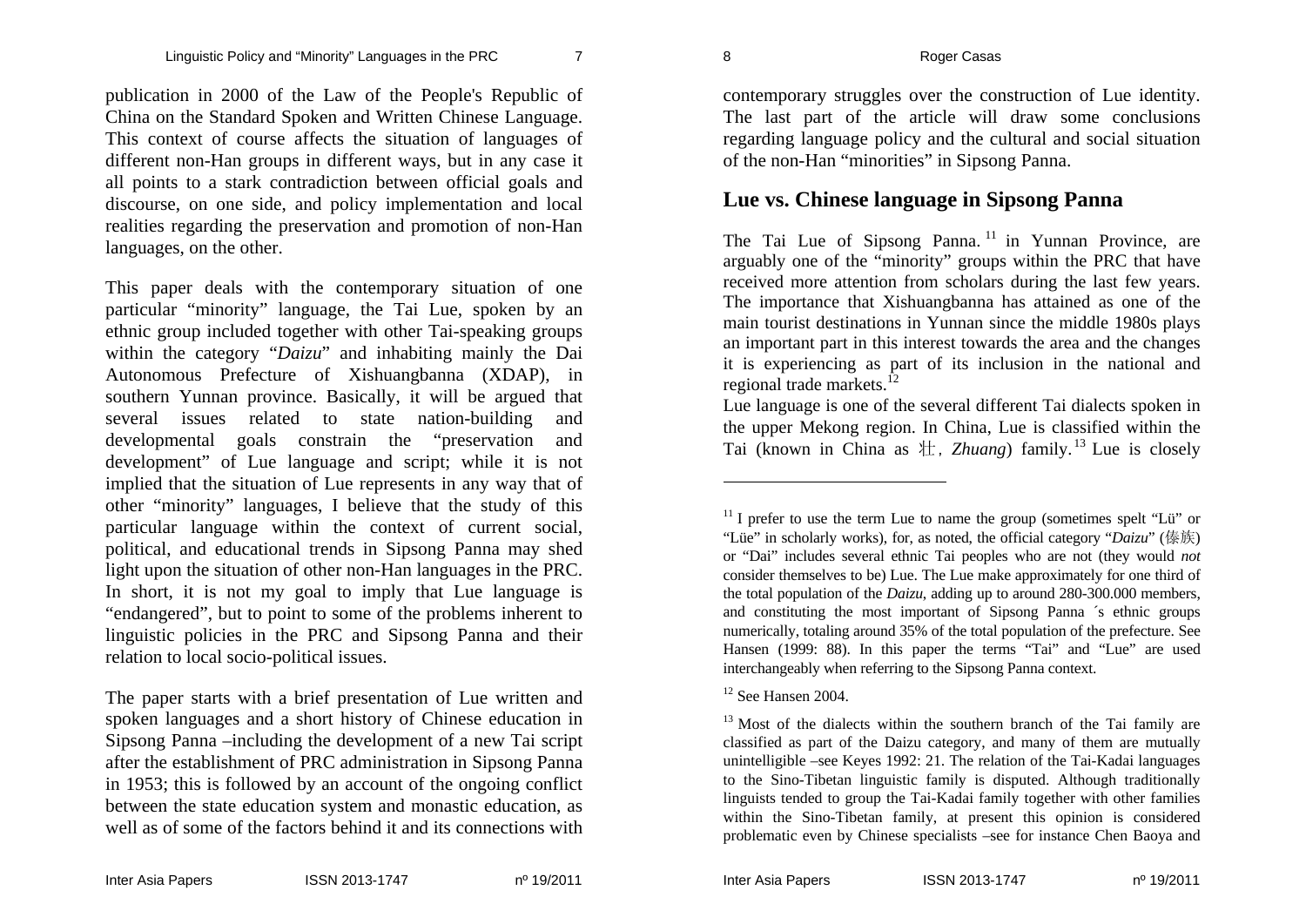publication in 2000 of the Law of the People's Republic of China on the Standard Spoken and Written Chinese Language. This context of course affects the situation of languages of different non-Han groups in different ways, but in any case it all points to a stark contradiction between official goals and discourse, on one side, and policy implementation and local realities regarding the preservation and promotion of non-Han languages, on the other.

This paper deals with the contemporary situation of one particular "minority" language, the Tai Lue, spoken by an ethnic group included together with other Tai-speaking groups within the category "*Daizu*" and inhabiting mainly the Dai Autonomous Prefecture of Xishuangbanna (XDAP), in southern Yunnan province. Basically, it will be argued that several issues related to state nation-building and developmental goals constrain the "preservation and development" of Lue language and script; while it is not implied that the situation of Lue represents in any way that of other "minority" languages, I believe that the study of this particular language within the context of current social, political, and educational trends in Sipsong Panna may shed light upon the situation of other non-Han languages in the PRC. In short, it is not my goal to imply that Lue language is "endangered", but to point to some of the problems inherent to linguistic policies in the PRC and Sipsong Panna and their relation to local socio-political issues.

The paper starts with a brief presentation of Lue written and spoken languages and a short history of Chinese education in Sipsong Panna –including the development of a new Tai script after the establishment of PRC administration in Sipsong Panna in 1953; this is followed by an account of the ongoing conflict between the state education system and monastic education, as well as of some of the factors behind it and its connections with contemporary struggles over the construction of Lue identity. The last part of the article will draw some conclusions regarding language policy and the cultural and social situation of the non-Han "minorities" in Sipsong Panna.

## Lue vs. Chinese language in Sipsong Panna

The Tai Lue of Sipsong Panna.[11] in Yunnan Province, are arguably one of the "minority" groups within the PRC that have received more attention from scholars during the last few years. The importance that Xishuangbanna has attained as one of the main tourist destinations in Yunnan since the middle 1980s plays an important part in this interest towards the area and the changes it is experiencing as part of its inclusion in the national and regional trade markets.[12]

Lue language is one of the several different Tai dialects spoken in the upper Mekong region. In China, Lue is classified within the Tai (known in China as 壮, *Zhuang*) family.[13] Lue is closely

---

[11] I prefer to use the term Lue to name the group (sometimes spelt "Lü" or "Lüe" in scholarly works), for, as noted, the official category "*Daizu*" (傣族) or "Dai" includes several ethnic Tai peoples who are not (they would *not* consider themselves to be) Lue. The Lue make approximately for one third of the total population of the *Daizu*, adding up to around 280-300.000 members, and constituting the most important of Sipsong Panna ´s ethnic groups numerically, totaling around 35% of the total population of the prefecture. See Hansen (1999: 88). In this paper the terms "Tai" and "Lue" are used interchangeably when referring to the Sipsong Panna context.

[12] See Hansen 2004.

[13] Most of the dialects within the southern branch of the Tai family are classified as part of the Daizu category, and many of them are mutually unintelligible –see Keyes 1992: 21. The relation of the Tai-Kadai languages to the Sino-Tibetan linguistic family is disputed. Although traditionally linguists tended to group the Tai-Kadai family together with other families within the Sino-Tibetan family, at present this opinion is considered problematic even by Chinese specialists –see for instance Chen Baoya and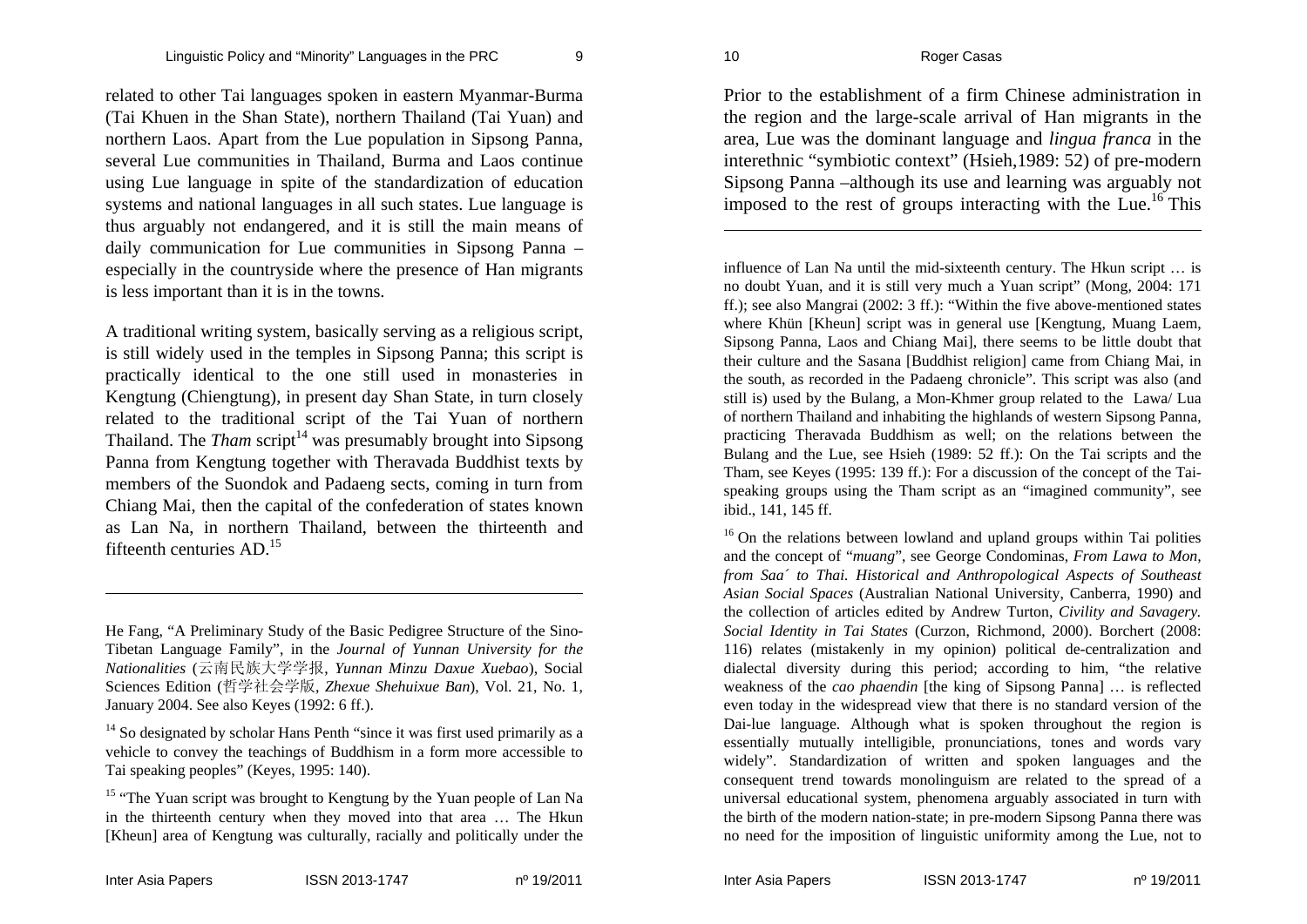related to other Tai languages spoken in eastern Myanmar-Burma (Tai Khuen in the Shan State), northern Thailand (Tai Yuan) and northern Laos. Apart from the Lue population in Sipsong Panna, several Lue communities in Thailand, Burma and Laos continue using Lue language in spite of the standardization of education systems and national languages in all such states. Lue language is thus arguably not endangered, and it is still the main means of daily communication for Lue communities in Sipsong Panna – especially in the countryside where the presence of Han migrants is less important than it is in the towns.

A traditional writing system, basically serving as a religious script, is still widely used in the temples in Sipsong Panna; this script is practically identical to the one still used in monasteries in Kengtung (Chiengtung), in present day Shan State, in turn closely related to the traditional script of the Tai Yuan of northern Thailand. The *Tham* script[14] was presumably brought into Sipsong Panna from Kengtung together with Theravada Buddhist texts by members of the Suondok and Padaeng sects, coming in turn from Chiang Mai, then the capital of the confederation of states known as Lan Na, in northern Thailand, between the thirteenth and fifteenth centuries AD.[15]

Prior to the establishment of a firm Chinese administration in the region and the large-scale arrival of Han migrants in the area, Lue was the dominant language and *lingua franca* in the interethnic "symbiotic context" (Hsieh,1989: 52) of pre-modern Sipsong Panna –although its use and learning was arguably not imposed to the rest of groups interacting with the Lue.[16] This

---

He Fang, "A Preliminary Study of the Basic Pedigree Structure of the Sino-Tibetan Language Family", in the *Journal of Yunnan University for the Nationalities* (云南民族大学学报, *Yunnan Minzu Daxue Xuebao*), Social Sciences Edition (哲学社会学版, *Zhexue Shehuixue Ban*), Vol. 21, No. 1, January 2004. See also Keyes (1992: 6 ff.).

[14] So designated by scholar Hans Penth "since it was first used primarily as a vehicle to convey the teachings of Buddhism in a form more accessible to Tai speaking peoples" (Keyes, 1995: 140).

[15] "The Yuan script was brought to Kengtung by the Yuan people of Lan Na in the thirteenth century when they moved into that area … The Hkun [Kheun] area of Kengtung was culturally, racially and politically under the influence of Lan Na until the mid-sixteenth century. The Hkun script … is no doubt Yuan, and it is still very much a Yuan script" (Mong, 2004: 171 ff.); see also Mangrai (2002: 3 ff.): "Within the five above-mentioned states where Khün [Kheun] script was in general use [Kengtung, Muang Laem, Sipsong Panna, Laos and Chiang Mai], there seems to be little doubt that their culture and the Sasana [Buddhist religion] came from Chiang Mai, in the south, as recorded in the Padaeng chronicle". This script was also (and still is) used by the Bulang, a Mon-Khmer group related to the Lawa/ Lua of northern Thailand and inhabiting the highlands of western Sipsong Panna, practicing Theravada Buddhism as well; on the relations between the Bulang and the Lue, see Hsieh (1989: 52 ff.): On the Tai scripts and the Tham, see Keyes (1995: 139 ff.): For a discussion of the concept of the Tai-speaking groups using the Tham script as an "imagined community", see ibid., 141, 145 ff.

[16] On the relations between lowland and upland groups within Tai polities and the concept of "*muang*", see George Condominas, *From Lawa to Mon, from Saa´ to Thai. Historical and Anthropological Aspects of Southeast Asian Social Spaces* (Australian National University, Canberra, 1990) and the collection of articles edited by Andrew Turton, *Civility and Savagery. Social Identity in Tai States* (Curzon, Richmond, 2000). Borchert (2008: 116) relates (mistakenly in my opinion) political de-centralization and dialectal diversity during this period; according to him, "the relative weakness of the *cao phaendin* [the king of Sipsong Panna] … is reflected even today in the widespread view that there is no standard version of the Dai-lue language. Although what is spoken throughout the region is essentially mutually intelligible, pronunciations, tones and words vary widely". Standardization of written and spoken languages and the consequent trend towards monolinguism are related to the spread of a universal educational system, phenomena arguably associated in turn with the birth of the modern nation-state; in pre-modern Sipsong Panna there was no need for the imposition of linguistic uniformity among the Lue, not to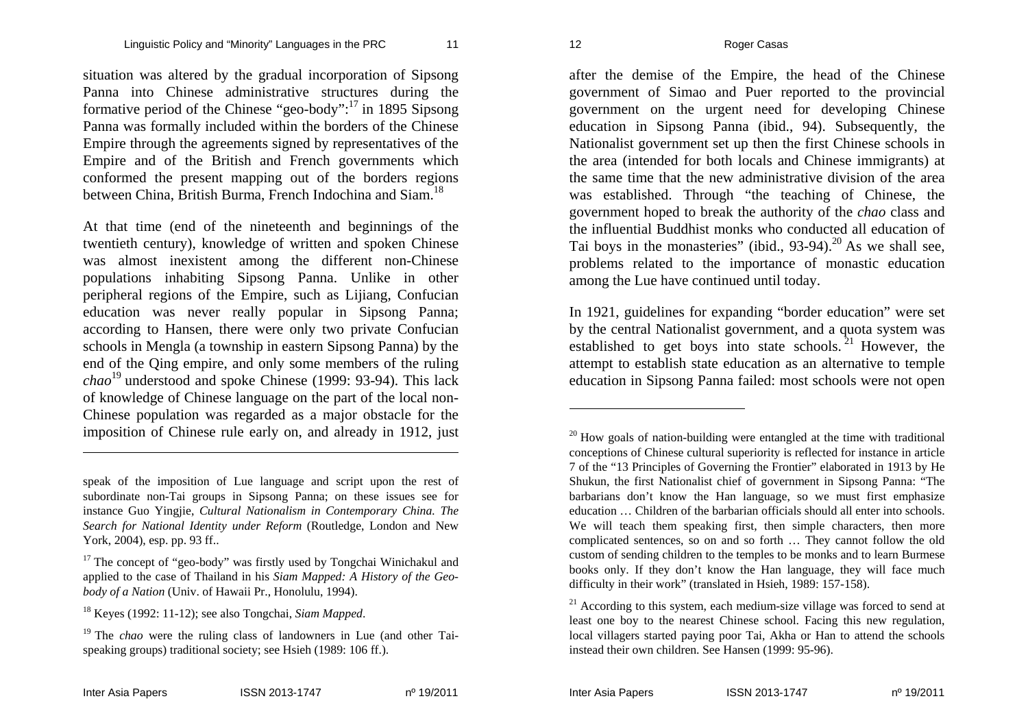situation was altered by the gradual incorporation of Sipsong Panna into Chinese administrative structures during the formative period of the Chinese "geo-body":[17] in 1895 Sipsong Panna was formally included within the borders of the Chinese Empire through the agreements signed by representatives of the Empire and of the British and French governments which conformed the present mapping out of the borders regions between China, British Burma, French Indochina and Siam.[18]

At that time (end of the nineteenth and beginnings of the twentieth century), knowledge of written and spoken Chinese was almost inexistent among the different non-Chinese populations inhabiting Sipsong Panna. Unlike in other peripheral regions of the Empire, such as Lijiang, Confucian education was never really popular in Sipsong Panna; according to Hansen, there were only two private Confucian schools in Mengla (a township in eastern Sipsong Panna) by the end of the Qing empire, and only some members of the ruling *chao*[19] understood and spoke Chinese (1999: 93-94). This lack of knowledge of Chinese language on the part of the local non-Chinese population was regarded as a major obstacle for the imposition of Chinese rule early on, and already in 1912, just after the demise of the Empire, the head of the Chinese government of Simao and Puer reported to the provincial government on the urgent need for developing Chinese education in Sipsong Panna (ibid., 94). Subsequently, the Nationalist government set up then the first Chinese schools in the area (intended for both locals and Chinese immigrants) at the same time that the new administrative division of the area was established. Through "the teaching of Chinese, the government hoped to break the authority of the *chao* class and the influential Buddhist monks who conducted all education of Tai boys in the monasteries" (ibid., 93-94).[20] As we shall see, problems related to the importance of monastic education among the Lue have continued until today.

In 1921, guidelines for expanding "border education" were set by the central Nationalist government, and a quota system was established to get boys into state schools.[21] However, the attempt to establish state education as an alternative to temple education in Sipsong Panna failed: most schools were not open

---

speak of the imposition of Lue language and script upon the rest of subordinate non-Tai groups in Sipsong Panna; on these issues see for instance Guo Yingjie, *Cultural Nationalism in Contemporary China. The Search for National Identity under Reform* (Routledge, London and New York, 2004), esp. pp. 93 ff..

[17] The concept of "geo-body" was firstly used by Tongchai Winichakul and applied to the case of Thailand in his *Siam Mapped: A History of the Geo-body of a Nation* (Univ. of Hawaii Pr., Honolulu, 1994).

[18] Keyes (1992: 11-12); see also Tongchai, *Siam Mapped*.

[19] The *chao* were the ruling class of landowners in Lue (and other Tai-speaking groups) traditional society; see Hsieh (1989: 106 ff.).

[20] How goals of nation-building were entangled at the time with traditional conceptions of Chinese cultural superiority is reflected for instance in article 7 of the "13 Principles of Governing the Frontier" elaborated in 1913 by He Shukun, the first Nationalist chief of government in Sipsong Panna: "The barbarians don't know the Han language, so we must first emphasize education … Children of the barbarian officials should all enter into schools. We will teach them speaking first, then simple characters, then more complicated sentences, so on and so forth … They cannot follow the old custom of sending children to the temples to be monks and to learn Burmese books only. If they don't know the Han language, they will face much difficulty in their work" (translated in Hsieh, 1989: 157-158).

[21] According to this system, each medium-size village was forced to send at least one boy to the nearest Chinese school. Facing this new regulation, local villagers started paying poor Tai, Akha or Han to attend the schools instead their own children. See Hansen (1999: 95-96).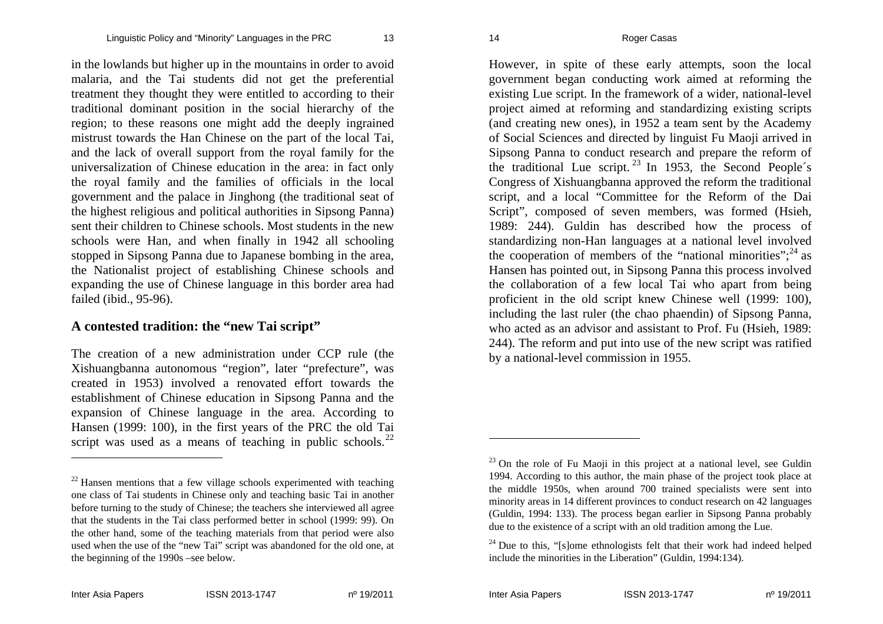in the lowlands but higher up in the mountains in order to avoid malaria, and the Tai students did not get the preferential treatment they thought they were entitled to according to their traditional dominant position in the social hierarchy of the region; to these reasons one might add the deeply ingrained mistrust towards the Han Chinese on the part of the local Tai, and the lack of overall support from the royal family for the universalization of Chinese education in the area: in fact only the royal family and the families of officials in the local government and the palace in Jinghong (the traditional seat of the highest religious and political authorities in Sipsong Panna) sent their children to Chinese schools. Most students in the new schools were Han, and when finally in 1942 all schooling stopped in Sipsong Panna due to Japanese bombing in the area, the Nationalist project of establishing Chinese schools and expanding the use of Chinese language in this border area had failed (ibid., 95-96).

## A contested tradition: the "new Tai script"

The creation of a new administration under CCP rule (the Xishuangbanna autonomous "region", later "prefecture", was created in 1953) involved a renovated effort towards the establishment of Chinese education in Sipsong Panna and the expansion of Chinese language in the area. According to Hansen (1999: 100), in the first years of the PRC the old Tai script was used as a means of teaching in public schools.[22]

However, in spite of these early attempts, soon the local government began conducting work aimed at reforming the existing Lue script. In the framework of a wider, national-level project aimed at reforming and standardizing existing scripts (and creating new ones), in 1952 a team sent by the Academy of Social Sciences and directed by linguist Fu Maoji arrived in Sipsong Panna to conduct research and prepare the reform of the traditional Lue script.[23] In 1953, the Second People´s Congress of Xishuangbanna approved the reform the traditional script, and a local "Committee for the Reform of the Dai Script", composed of seven members, was formed (Hsieh, 1989: 244). Guldin has described how the process of standardizing non-Han languages at a national level involved the cooperation of members of the "national minorities";[24] as Hansen has pointed out, in Sipsong Panna this process involved the collaboration of a few local Tai who apart from being proficient in the old script knew Chinese well (1999: 100), including the last ruler (the chao phaendin) of Sipsong Panna, who acted as an advisor and assistant to Prof. Fu (Hsieh, 1989: 244). The reform and put into use of the new script was ratified by a national-level commission in 1955.

---

[22] Hansen mentions that a few village schools experimented with teaching one class of Tai students in Chinese only and teaching basic Tai in another before turning to the study of Chinese; the teachers she interviewed all agree that the students in the Tai class performed better in school (1999: 99). On the other hand, some of the teaching materials from that period were also used when the use of the "new Tai" script was abandoned for the old one, at the beginning of the 1990s –see below.

[23] On the role of Fu Maoji in this project at a national level, see Guldin 1994. According to this author, the main phase of the project took place at the middle 1950s, when around 700 trained specialists were sent into minority areas in 14 different provinces to conduct research on 42 languages (Guldin, 1994: 133). The process began earlier in Sipsong Panna probably due to the existence of a script with an old tradition among the Lue.

[24] Due to this, "[s]ome ethnologists felt that their work had indeed helped include the minorities in the Liberation" (Guldin, 1994:134).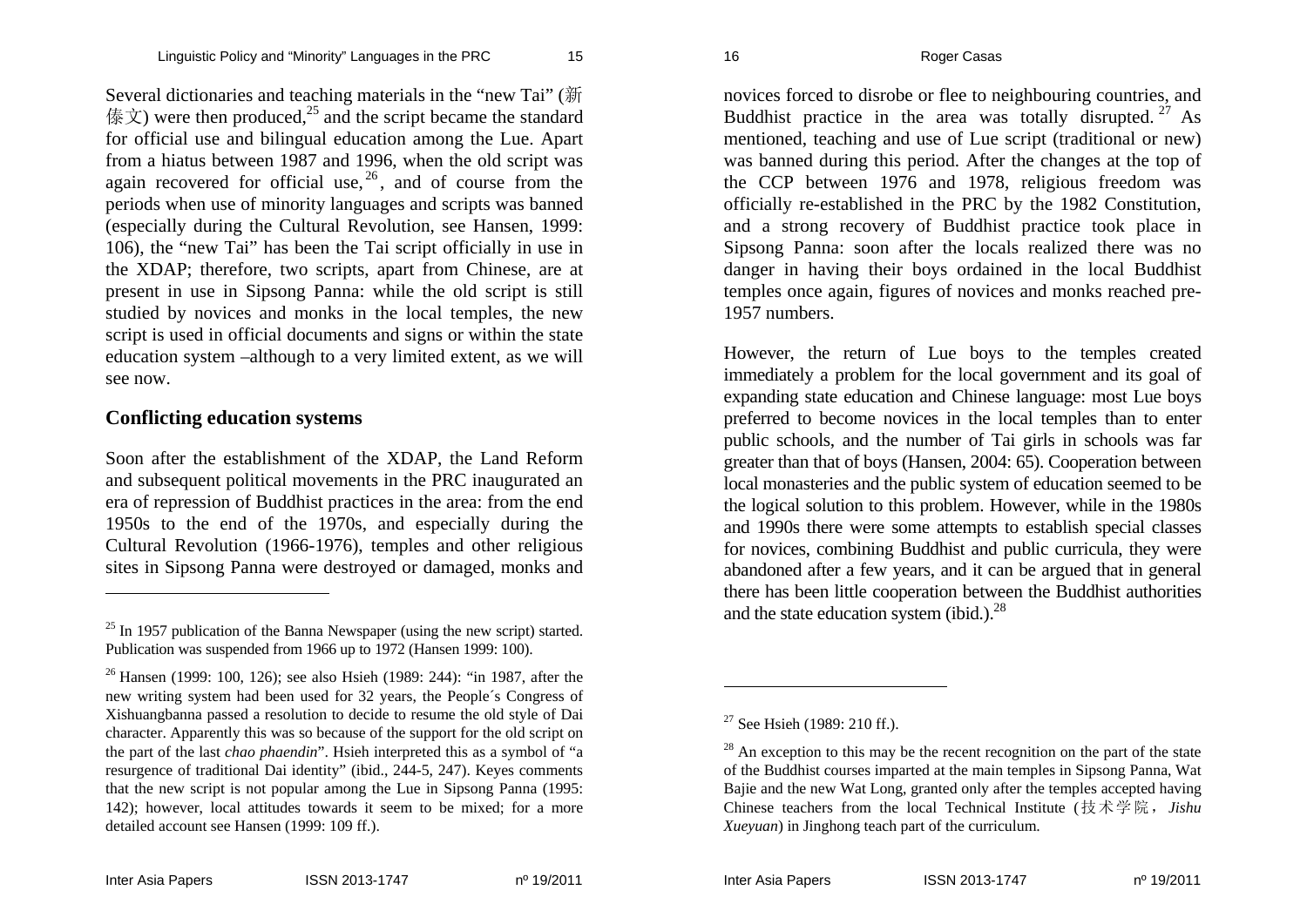Several dictionaries and teaching materials in the "new Tai" (新傣文) were then produced,[25] and the script became the standard for official use and bilingual education among the Lue. Apart from a hiatus between 1987 and 1996, when the old script was again recovered for official use,[26], and of course from the periods when use of minority languages and scripts was banned (especially during the Cultural Revolution, see Hansen, 1999: 106), the "new Tai" has been the Tai script officially in use in the XDAP; therefore, two scripts, apart from Chinese, are at present in use in Sipsong Panna: while the old script is still studied by novices and monks in the local temples, the new script is used in official documents and signs or within the state education system –although to a very limited extent, as we will see now.

## Conflicting education systems

Soon after the establishment of the XDAP, the Land Reform and subsequent political movements in the PRC inaugurated an era of repression of Buddhist practices in the area: from the end 1950s to the end of the 1970s, and especially during the Cultural Revolution (1966-1976), temples and other religious sites in Sipsong Panna were destroyed or damaged, monks and novices forced to disrobe or flee to neighbouring countries, and Buddhist practice in the area was totally disrupted.[27] As mentioned, teaching and use of Lue script (traditional or new) was banned during this period. After the changes at the top of the CCP between 1976 and 1978, religious freedom was officially re-established in the PRC by the 1982 Constitution, and a strong recovery of Buddhist practice took place in Sipsong Panna: soon after the locals realized there was no danger in having their boys ordained in the local Buddhist temples once again, figures of novices and monks reached pre-1957 numbers.

However, the return of Lue boys to the temples created immediately a problem for the local government and its goal of expanding state education and Chinese language: most Lue boys preferred to become novices in the local temples than to enter public schools, and the number of Tai girls in schools was far greater than that of boys (Hansen, 2004: 65). Cooperation between local monasteries and the public system of education seemed to be the logical solution to this problem. However, while in the 1980s and 1990s there were some attempts to establish special classes for novices, combining Buddhist and public curricula, they were abandoned after a few years, and it can be argued that in general there has been little cooperation between the Buddhist authorities and the state education system (ibid.).[28]

---

[25] In 1957 publication of the Banna Newspaper (using the new script) started. Publication was suspended from 1966 up to 1972 (Hansen 1999: 100).

[26] Hansen (1999: 100, 126); see also Hsieh (1989: 244): "in 1987, after the new writing system had been used for 32 years, the People´s Congress of Xishuangbanna passed a resolution to decide to resume the old style of Dai character. Apparently this was so because of the support for the old script on the part of the last *chao phaendin*". Hsieh interpreted this as a symbol of "a resurgence of traditional Dai identity" (ibid., 244-5, 247). Keyes comments that the new script is not popular among the Lue in Sipsong Panna (1995: 142); however, local attitudes towards it seem to be mixed; for a more detailed account see Hansen (1999: 109 ff.).

[27] See Hsieh (1989: 210 ff.).

[28] An exception to this may be the recent recognition on the part of the state of the Buddhist courses imparted at the main temples in Sipsong Panna, Wat Bajie and the new Wat Long, granted only after the temples accepted having Chinese teachers from the local Technical Institute (技术学院, *Jishu Xueyuan*) in Jinghong teach part of the curriculum.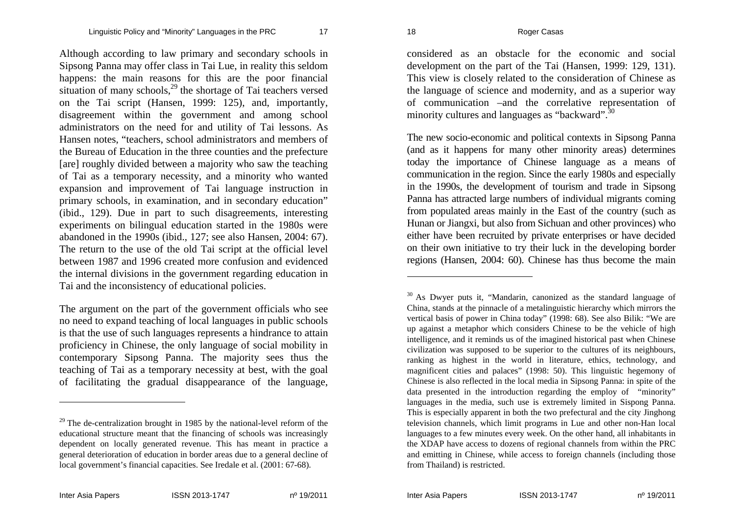Although according to law primary and secondary schools in Sipsong Panna may offer class in Tai Lue, in reality this seldom happens: the main reasons for this are the poor financial situation of many schools,[29] the shortage of Tai teachers versed on the Tai script (Hansen, 1999: 125), and, importantly, disagreement within the government and among school administrators on the need for and utility of Tai lessons. As Hansen notes, "teachers, school administrators and members of the Bureau of Education in the three counties and the prefecture [are] roughly divided between a majority who saw the teaching of Tai as a temporary necessity, and a minority who wanted expansion and improvement of Tai language instruction in primary schools, in examination, and in secondary education" (ibid., 129). Due in part to such disagreements, interesting experiments on bilingual education started in the 1980s were abandoned in the 1990s (ibid., 127; see also Hansen, 2004: 67). The return to the use of the old Tai script at the official level between 1987 and 1996 created more confusion and evidenced the internal divisions in the government regarding education in Tai and the inconsistency of educational policies.

The argument on the part of the government officials who see no need to expand teaching of local languages in public schools is that the use of such languages represents a hindrance to attain proficiency in Chinese, the only language of social mobility in contemporary Sipsong Panna. The majority sees thus the teaching of Tai as a temporary necessity at best, with the goal of facilitating the gradual disappearance of the language, considered as an obstacle for the economic and social development on the part of the Tai (Hansen, 1999: 129, 131). This view is closely related to the consideration of Chinese as the language of science and modernity, and as a superior way of communication –and the correlative representation of minority cultures and languages as "backward".[30]

The new socio-economic and political contexts in Sipsong Panna (and as it happens for many other minority areas) determines today the importance of Chinese language as a means of communication in the region. Since the early 1980s and especially in the 1990s, the development of tourism and trade in Sipsong Panna has attracted large numbers of individual migrants coming from populated areas mainly in the East of the country (such as Hunan or Jiangxi, but also from Sichuan and other provinces) who either have been recruited by private enterprises or have decided on their own initiative to try their luck in the developing border regions (Hansen, 2004: 60). Chinese has thus become the main

---

[29] The de-centralization brought in 1985 by the national-level reform of the educational structure meant that the financing of schools was increasingly dependent on locally generated revenue. This has meant in practice a general deterioration of education in border areas due to a general decline of local government's financial capacities. See Iredale et al. (2001: 67-68).

[30] As Dwyer puts it, "Mandarin, canonized as the standard language of China, stands at the pinnacle of a metalinguistic hierarchy which mirrors the vertical basis of power in China today" (1998: 68). See also Bilik: "We are up against a metaphor which considers Chinese to be the vehicle of high intelligence, and it reminds us of the imagined historical past when Chinese civilization was supposed to be superior to the cultures of its neighbours, ranking as highest in the world in literature, ethics, technology, and magnificent cities and palaces" (1998: 50). This linguistic hegemony of Chinese is also reflected in the local media in Sipsong Panna: in spite of the data presented in the introduction regarding the employ of "minority" languages in the media, such use is extremely limited in Sispong Panna. This is especially apparent in both the two prefectural and the city Jinghong television channels, which limit programs in Lue and other non-Han local languages to a few minutes every week. On the other hand, all inhabitants in the XDAP have access to dozens of regional channels from within the PRC and emitting in Chinese, while access to foreign channels (including those from Thailand) is restricted.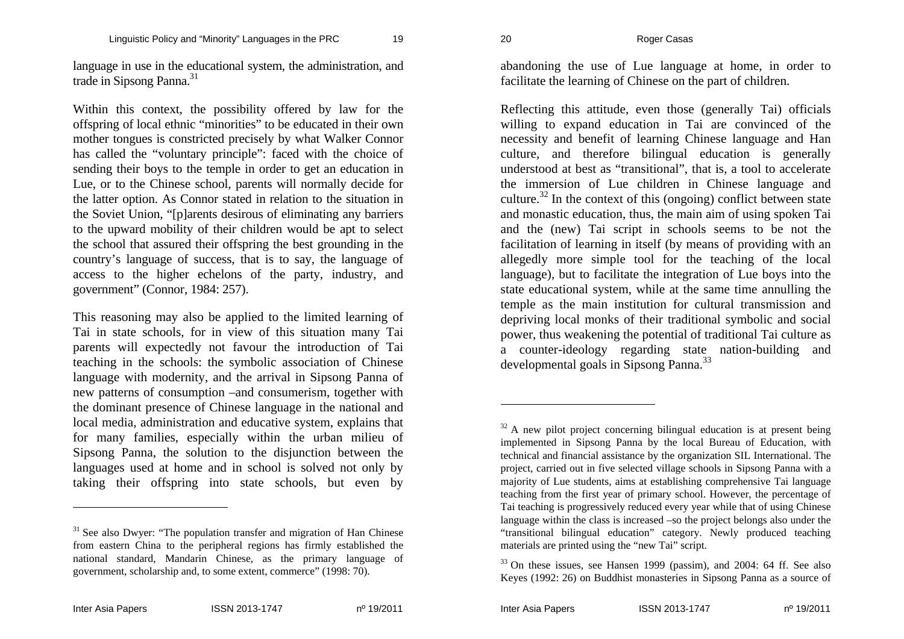language in use in the educational system, the administration, and trade in Sipsong Panna.[31]

Within this context, the possibility offered by law for the offspring of local ethnic "minorities" to be educated in their own mother tongues is constricted precisely by what Walker Connor has called the "voluntary principle": faced with the choice of sending their boys to the temple in order to get an education in Lue, or to the Chinese school, parents will normally decide for the latter option. As Connor stated in relation to the situation in the Soviet Union, "[p]arents desirous of eliminating any barriers to the upward mobility of their children would be apt to select the school that assured their offspring the best grounding in the country's language of success, that is to say, the language of access to the higher echelons of the party, industry, and government" (Connor, 1984: 257).

This reasoning may also be applied to the limited learning of Tai in state schools, for in view of this situation many Tai parents will expectedly not favour the introduction of Tai teaching in the schools: the symbolic association of Chinese language with modernity, and the arrival in Sipsong Panna of new patterns of consumption –and consumerism, together with the dominant presence of Chinese language in the national and local media, administration and educative system, explains that for many families, especially within the urban milieu of Sipsong Panna, the solution to the disjunction between the languages used at home and in school is solved not only by taking their offspring into state schools, but even by abandoning the use of Lue language at home, in order to facilitate the learning of Chinese on the part of children.

Reflecting this attitude, even those (generally Tai) officials willing to expand education in Tai are convinced of the necessity and benefit of learning Chinese language and Han culture, and therefore bilingual education is generally understood at best as "transitional", that is, a tool to accelerate the immersion of Lue children in Chinese language and culture.[32] In the context of this (ongoing) conflict between state and monastic education, thus, the main aim of using spoken Tai and the (new) Tai script in schools seems to be not the facilitation of learning in itself (by means of providing with an allegedly more simple tool for the teaching of the local language), but to facilitate the integration of Lue boys into the state educational system, while at the same time annulling the temple as the main institution for cultural transmission and depriving local monks of their traditional symbolic and social power, thus weakening the potential of traditional Tai culture as a counter-ideology regarding state nation-building and developmental goals in Sipsong Panna.[33]

---

[31] See also Dwyer: "The population transfer and migration of Han Chinese from eastern China to the peripheral regions has firmly established the national standard, Mandarin Chinese, as the primary language of government, scholarship and, to some extent, commerce" (1998: 70).

[32] A new pilot project concerning bilingual education is at present being implemented in Sipsong Panna by the local Bureau of Education, with technical and financial assistance by the organization SIL International. The project, carried out in five selected village schools in Sipsong Panna with a majority of Lue students, aims at establishing comprehensive Tai language teaching from the first year of primary school. However, the percentage of Tai teaching is progressively reduced every year while that of using Chinese language within the class is increased –so the project belongs also under the "transitional bilingual education" category. Newly produced teaching materials are printed using the "new Tai" script.

[33] On these issues, see Hansen 1999 (passim), and 2004: 64 ff. See also Keyes (1992: 26) on Buddhist monasteries in Sipsong Panna as a source of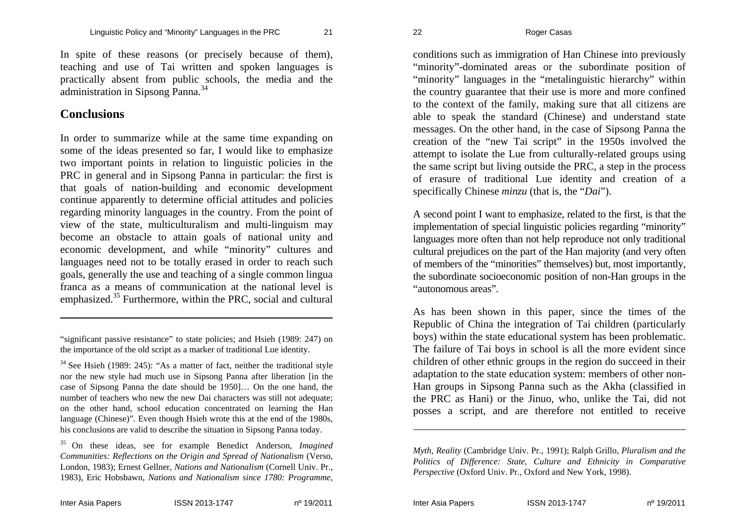In spite of these reasons (or precisely because of them), teaching and use of Tai written and spoken languages is practically absent from public schools, the media and the administration in Sipsong Panna.[34]

## Conclusions

In order to summarize while at the same time expanding on some of the ideas presented so far, I would like to emphasize two important points in relation to linguistic policies in the PRC in general and in Sipsong Panna in particular: the first is that goals of nation-building and economic development continue apparently to determine official attitudes and policies regarding minority languages in the country. From the point of view of the state, multiculturalism and multi-linguism may become an obstacle to attain goals of national unity and economic development, and while "minority" cultures and languages need not to be totally erased in order to reach such goals, generally the use and teaching of a single common lingua franca as a means of communication at the national level is emphasized.[35] Furthermore, within the PRC, social and cultural conditions such as immigration of Han Chinese into previously "minority"-dominated areas or the subordinate position of "minority" languages in the "metalinguistic hierarchy" within the country guarantee that their use is more and more confined to the context of the family, making sure that all citizens are able to speak the standard (Chinese) and understand state messages. On the other hand, in the case of Sipsong Panna the creation of the "new Tai script" in the 1950s involved the attempt to isolate the Lue from culturally-related groups using the same script but living outside the PRC, a step in the process of erasure of traditional Lue identity and creation of a specifically Chinese *minzu* (that is, the "*Dai*").

A second point I want to emphasize, related to the first, is that the implementation of special linguistic policies regarding "minority" languages more often than not help reproduce not only traditional cultural prejudices on the part of the Han majority (and very often of members of the "minorities" themselves) but, most importantly, the subordinate socioeconomic position of non-Han groups in the "autonomous areas".

As has been shown in this paper, since the times of the Republic of China the integration of Tai children (particularly boys) within the state educational system has been problematic. The failure of Tai boys in school is all the more evident since children of other ethnic groups in the region do succeed in their adaptation to the state education system: members of other non-Han groups in Sipsong Panna such as the Akha (classified in the PRC as Hani) or the Jinuo, who, unlike the Tai, did not posses a script, and are therefore not entitled to receive

---

"significant passive resistance" to state policies; and Hsieh (1989: 247) on the importance of the old script as a marker of traditional Lue identity.

[34] See Hsieh (1989: 245): "As a matter of fact, neither the traditional style nor the new style had much use in Sipsong Panna after liberation [in the case of Sipsong Panna the date should be 1950]… On the one hand, the number of teachers who new the new Dai characters was still not adequate; on the other hand, school education concentrated on learning the Han language (Chinese)". Even though Hsieh wrote this at the end of the 1980s, his conclusions are valid to describe the situation in Sipsong Panna today.

[35] On these ideas, see for example Benedict Anderson, *Imagined Communities: Reflections on the Origin and Spread of Nationalism* (Verso, London, 1983); Ernest Gellner, *Nations and Nationalism* (Cornell Univ. Pr., 1983), Eric Hobsbawn, *Nations and Nationalism since 1780: Programme, Myth, Reality* (Cambridge Univ. Pr., 1991); Ralph Grillo, *Pluralism and the Politics of Difference: State, Culture and Ethnicity in Comparative Perspective* (Oxford Univ. Pr., Oxford and New York, 1998).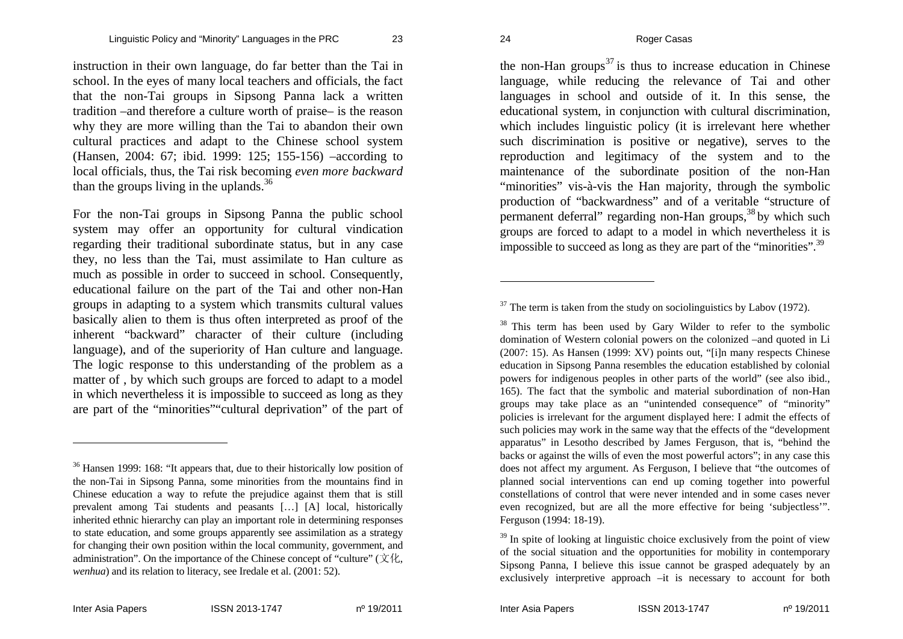instruction in their own language, do far better than the Tai in school. In the eyes of many local teachers and officials, the fact that the non-Tai groups in Sipsong Panna lack a written tradition –and therefore a culture worth of praise– is the reason why they are more willing than the Tai to abandon their own cultural practices and adapt to the Chinese school system (Hansen, 2004: 67; ibid. 1999: 125; 155-156) –according to local officials, thus, the Tai risk becoming *even more backward* than the groups living in the uplands.[36]

For the non-Tai groups in Sipsong Panna the public school system may offer an opportunity for cultural vindication regarding their traditional subordinate status, but in any case they, no less than the Tai, must assimilate to Han culture as much as possible in order to succeed in school. Consequently, educational failure on the part of the Tai and other non-Han groups in adapting to a system which transmits cultural values basically alien to them is thus often interpreted as proof of the inherent "backward" character of their culture (including language), and of the superiority of Han culture and language. The logic response to this understanding of the problem as a matter of , by which such groups are forced to adapt to a model in which nevertheless it is impossible to succeed as long as they are part of the "minorities""cultural deprivation" of the part of the non-Han groups[37] is thus to increase education in Chinese language, while reducing the relevance of Tai and other languages in school and outside of it. In this sense, the educational system, in conjunction with cultural discrimination, which includes linguistic policy (it is irrelevant here whether such discrimination is positive or negative), serves to the reproduction and legitimacy of the system and to the maintenance of the subordinate position of the non-Han "minorities" vis-à-vis the Han majority, through the symbolic production of "backwardness" and of a veritable "structure of permanent deferral" regarding non-Han groups,[38] by which such groups are forced to adapt to a model in which nevertheless it is impossible to succeed as long as they are part of the "minorities".[39]

---

[36] Hansen 1999: 168: "It appears that, due to their historically low position of the non-Tai in Sipsong Panna, some minorities from the mountains find in Chinese education a way to refute the prejudice against them that is still prevalent among Tai students and peasants […] [A] local, historically inherited ethnic hierarchy can play an important role in determining responses to state education, and some groups apparently see assimilation as a strategy for changing their own position within the local community, government, and administration". On the importance of the Chinese concept of "culture" (文化, *wenhua*) and its relation to literacy, see Iredale et al. (2001: 52).

[37] The term is taken from the study on sociolinguistics by Labov (1972).

[38] This term has been used by Gary Wilder to refer to the symbolic domination of Western colonial powers on the colonized –and quoted in Li (2007: 15). As Hansen (1999: XV) points out, "[i]n many respects Chinese education in Sipsong Panna resembles the education established by colonial powers for indigenous peoples in other parts of the world" (see also ibid., 165). The fact that the symbolic and material subordination of non-Han groups may take place as an "unintended consequence" of "minority" policies is irrelevant for the argument displayed here: I admit the effects of such policies may work in the same way that the effects of the "development apparatus" in Lesotho described by James Ferguson, that is, "behind the backs or against the wills of even the most powerful actors"; in any case this does not affect my argument. As Ferguson, I believe that "the outcomes of planned social interventions can end up coming together into powerful constellations of control that were never intended and in some cases never even recognized, but are all the more effective for being 'subjectless'". Ferguson (1994: 18-19).

[39] In spite of looking at linguistic choice exclusively from the point of view of the social situation and the opportunities for mobility in contemporary Sipsong Panna, I believe this issue cannot be grasped adequately by an exclusively interpretive approach –it is necessary to account for both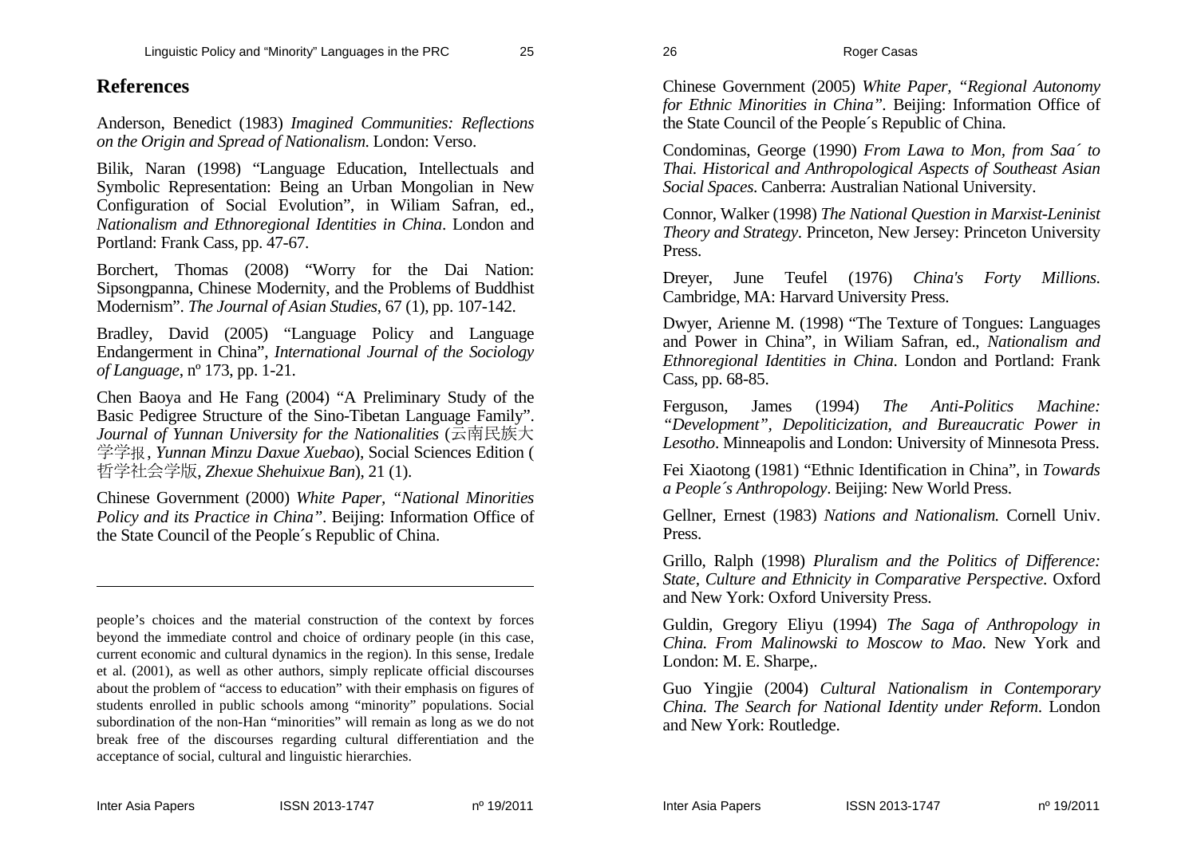## References

Anderson, Benedict (1983) *Imagined Communities: Reflections on the Origin and Spread of Nationalism.* London: Verso.

Bilik, Naran (1998) "Language Education, Intellectuals and Symbolic Representation: Being an Urban Mongolian in New Configuration of Social Evolution", in Wiliam Safran, ed., *Nationalism and Ethnoregional Identities in China*. London and Portland: Frank Cass, pp. 47-67.

Borchert, Thomas (2008) "Worry for the Dai Nation: Sipsongpanna, Chinese Modernity, and the Problems of Buddhist Modernism". *The Journal of Asian Studies*, 67 (1), pp. 107-142.

Bradley, David (2005) "Language Policy and Language Endangerment in China", *International Journal of the Sociology of Language*, nº 173, pp. 1-21.

Chen Baoya and He Fang (2004) "A Preliminary Study of the Basic Pedigree Structure of the Sino-Tibetan Language Family". *Journal of Yunnan University for the Nationalities* (云南民族大学学报, *Yunnan Minzu Daxue Xuebao*), Social Sciences Edition (哲学社会学版, *Zhexue Shehuixue Ban*), 21 (1).

Chinese Government (2000) *White Paper, "National Minorities Policy and its Practice in China"*. Beijing: Information Office of the State Council of the People´s Republic of China.

people's choices and the material construction of the context by forces beyond the immediate control and choice of ordinary people (in this case, current economic and cultural dynamics in the region). In this sense, Iredale et al. (2001), as well as other authors, simply replicate official discourses about the problem of "access to education" with their emphasis on figures of students enrolled in public schools among "minority" populations. Social subordination of the non-Han "minorities" will remain as long as we do not break free of the discourses regarding cultural differentiation and the acceptance of social, cultural and linguistic hierarchies.

Chinese Government (2005) *White Paper, "Regional Autonomy for Ethnic Minorities in China"*. Beijing: Information Office of the State Council of the People´s Republic of China.

Condominas, George (1990) *From Lawa to Mon, from Saa´ to Thai. Historical and Anthropological Aspects of Southeast Asian Social Spaces*. Canberra: Australian National University.

Connor, Walker (1998) *The National Question in Marxist-Leninist Theory and Strategy*. Princeton, New Jersey: Princeton University Press.

Dreyer, June Teufel (1976) *China's Forty Millions.* Cambridge, MA: Harvard University Press.

Dwyer, Arienne M. (1998) "The Texture of Tongues: Languages and Power in China", in Wiliam Safran, ed., *Nationalism and Ethnoregional Identities in China*. London and Portland: Frank Cass, pp. 68-85.

Ferguson, James (1994) *The Anti-Politics Machine: "Development", Depoliticization, and Bureaucratic Power in Lesotho*. Minneapolis and London: University of Minnesota Press.

Fei Xiaotong (1981) "Ethnic Identification in China", in *Towards a People´s Anthropology*. Beijing: New World Press.

Gellner, Ernest (1983) *Nations and Nationalism.* Cornell Univ. Press.

Grillo, Ralph (1998) *Pluralism and the Politics of Difference: State, Culture and Ethnicity in Comparative Perspective*. Oxford and New York: Oxford University Press.

Guldin, Gregory Eliyu (1994) *The Saga of Anthropology in China. From Malinowski to Moscow to Mao.* New York and London: M. E. Sharpe,.

Guo Yingjie (2004) *Cultural Nationalism in Contemporary China. The Search for National Identity under Reform*. London and New York: Routledge.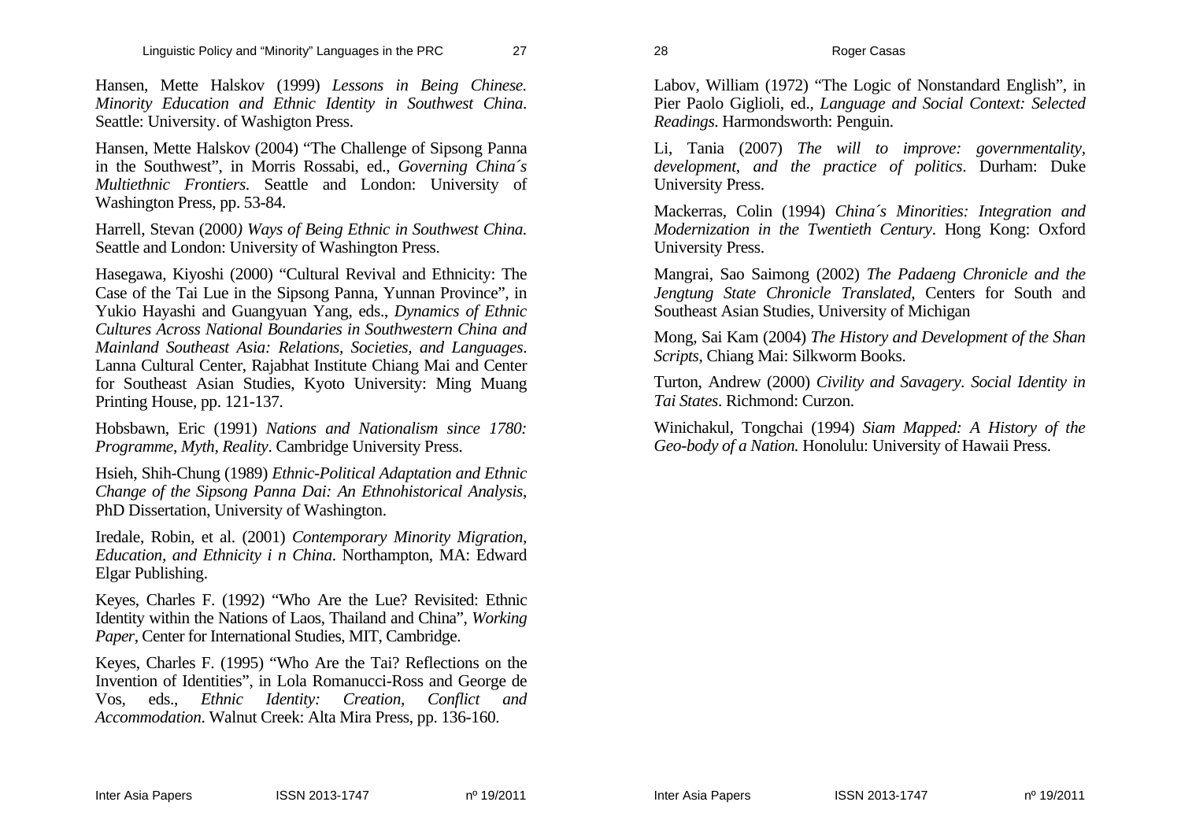Hansen, Mette Halskov (1999) *Lessons in Being Chinese. Minority Education and Ethnic Identity in Southwest China*. Seattle: University. of Washigton Press.

Hansen, Mette Halskov (2004) "The Challenge of Sipsong Panna in the Southwest", in Morris Rossabi, ed., *Governing China´s Multiethnic Frontiers*. Seattle and London: University of Washington Press, pp. 53-84.

Harrell, Stevan (2000*) Ways of Being Ethnic in Southwest China.* Seattle and London: University of Washington Press.

Hasegawa, Kiyoshi (2000) "Cultural Revival and Ethnicity: The Case of the Tai Lue in the Sipsong Panna, Yunnan Province", in Yukio Hayashi and Guangyuan Yang, eds., *Dynamics of Ethnic Cultures Across National Boundaries in Southwestern China and Mainland Southeast Asia: Relations, Societies, and Languages*. Lanna Cultural Center, Rajabhat Institute Chiang Mai and Center for Southeast Asian Studies, Kyoto University: Ming Muang Printing House, pp. 121-137.

Hobsbawn, Eric (1991) *Nations and Nationalism since 1780: Programme, Myth, Reality*. Cambridge University Press.

Hsieh, Shih-Chung (1989) *Ethnic-Political Adaptation and Ethnic Change of the Sipsong Panna Dai: An Ethnohistorical Analysis*, PhD Dissertation, University of Washington.

Iredale, Robin, et al. (2001) *Contemporary Minority Migration, Education, and Ethnicity i n China*. Northampton, MA: Edward Elgar Publishing.

Keyes, Charles F. (1992) "Who Are the Lue? Revisited: Ethnic Identity within the Nations of Laos, Thailand and China", *Working Paper*, Center for International Studies, MIT, Cambridge.

Keyes, Charles F. (1995) "Who Are the Tai? Reflections on the Invention of Identities", in Lola Romanucci-Ross and George de Vos, eds., *Ethnic Identity: Creation, Conflict and Accommodation*. Walnut Creek: Alta Mira Press, pp. 136-160.

Labov, William (1972) "The Logic of Nonstandard English", in Pier Paolo Giglioli, ed., *Language and Social Context: Selected Readings*. Harmondsworth: Penguin.

Li, Tania (2007) *The will to improve: governmentality, development, and the practice of politics*. Durham: Duke University Press.

Mackerras, Colin (1994) *China´s Minorities: Integration and Modernization in the Twentieth Century*. Hong Kong: Oxford University Press.

Mangrai, Sao Saimong (2002) *The Padaeng Chronicle and the Jengtung State Chronicle Translated*, Centers for South and Southeast Asian Studies, University of Michigan

Mong, Sai Kam (2004) *The History and Development of the Shan Scripts*, Chiang Mai: Silkworm Books.

Turton, Andrew (2000) *Civility and Savagery. Social Identity in Tai States*. Richmond: Curzon.

Winichakul, Tongchai (1994) *Siam Mapped: A History of the Geo-body of a Nation.* Honolulu: University of Hawaii Press.